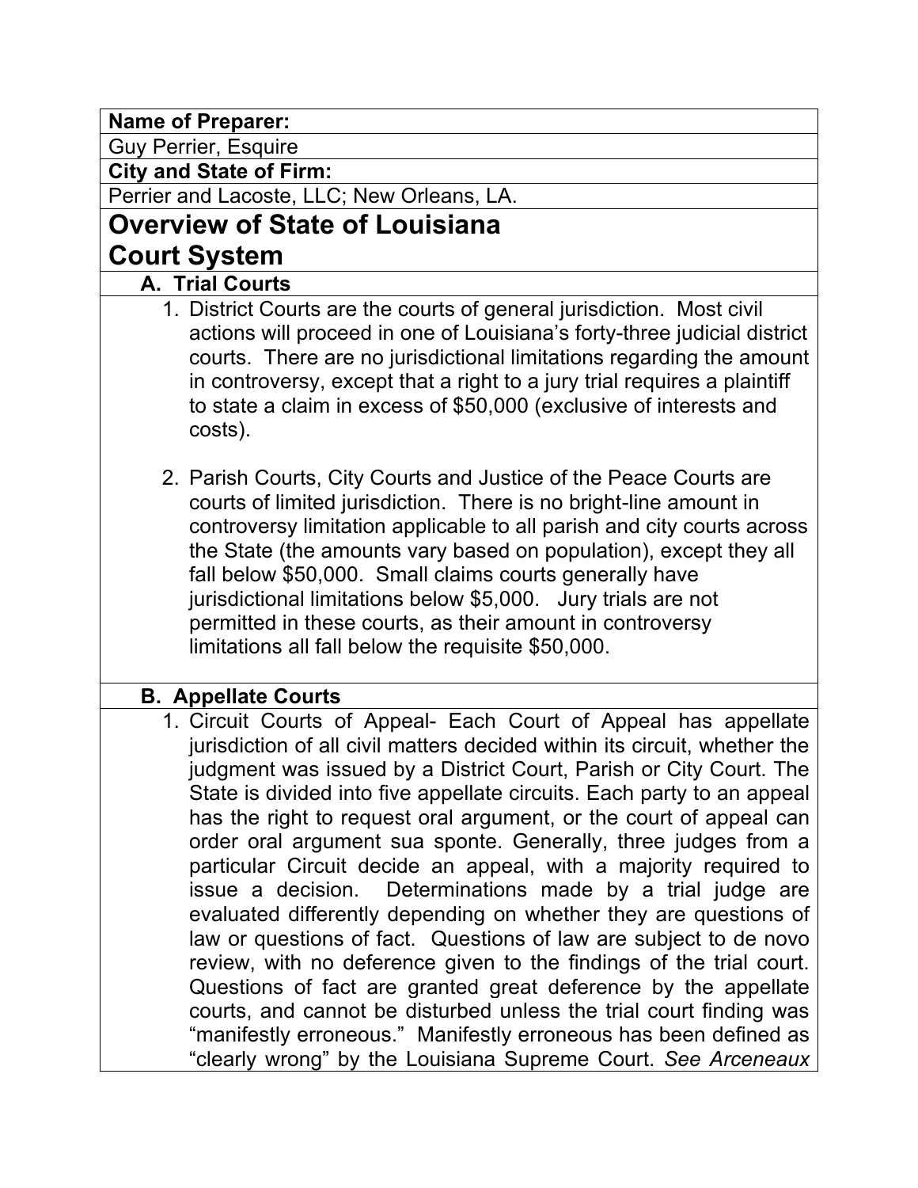**Name of Preparer:**

Guy Perrier, Esquire

**City and State of Firm:**

Perrier and Lacoste, LLC; New Orleans, LA.

# Overview of State of Louisiana Court System

## A. Trial Courts

1. District Courts are the courts of general jurisdiction. Most civil actions will proceed in one of Louisiana's forty-three judicial district courts. There are no jurisdictional limitations regarding the amount in controversy, except that a right to a jury trial requires a plaintiff to state a claim in excess of $50,000 (exclusive of interests and costs).

2. Parish Courts, City Courts and Justice of the Peace Courts are courts of limited jurisdiction. There is no bright-line amount in controversy limitation applicable to all parish and city courts across the State (the amounts vary based on population), except they all fall below $50,000. Small claims courts generally have jurisdictional limitations below $5,000. Jury trials are not permitted in these courts, as their amount in controversy limitations all fall below the requisite $50,000.

## B. Appellate Courts

1. Circuit Courts of Appeal- Each Court of Appeal has appellate jurisdiction of all civil matters decided within its circuit, whether the judgment was issued by a District Court, Parish or City Court. The State is divided into five appellate circuits. Each party to an appeal has the right to request oral argument, or the court of appeal can order oral argument sua sponte. Generally, three judges from a particular Circuit decide an appeal, with a majority required to issue a decision. Determinations made by a trial judge are evaluated differently depending on whether they are questions of law or questions of fact. Questions of law are subject to de novo review, with no deference given to the findings of the trial court. Questions of fact are granted great deference by the appellate courts, and cannot be disturbed unless the trial court finding was "manifestly erroneous." Manifestly erroneous has been defined as "clearly wrong" by the Louisiana Supreme Court. *See Arceneaux*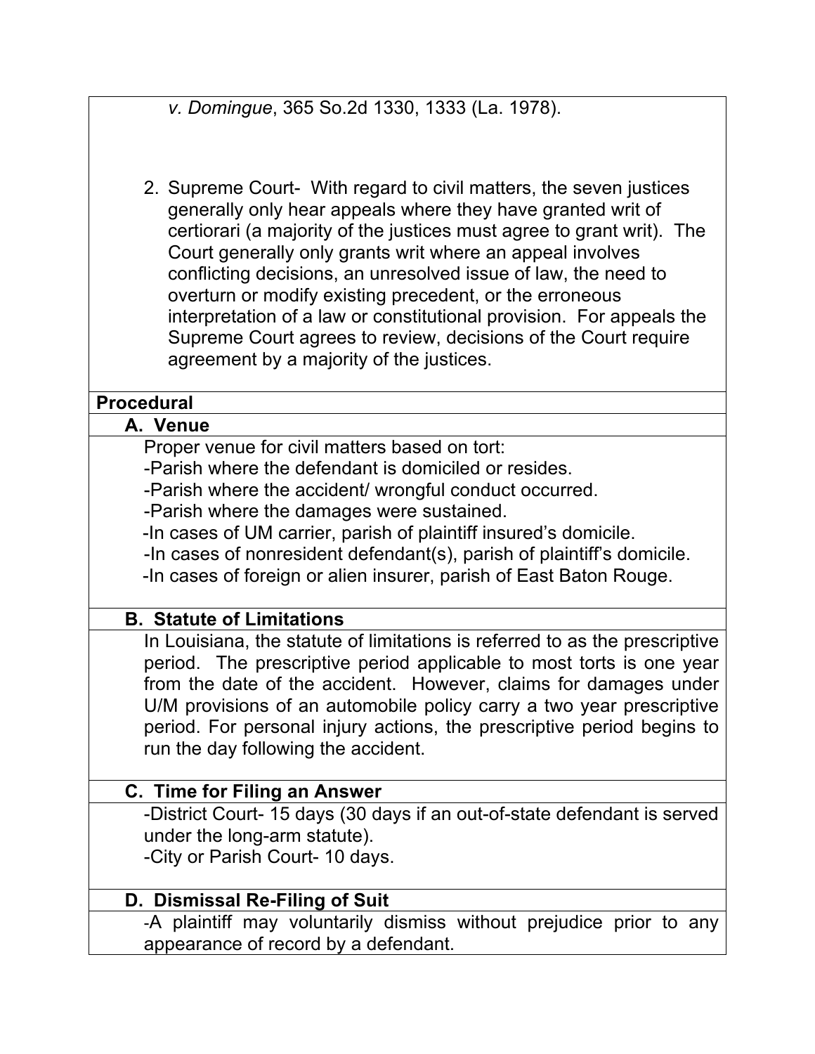*v. Domingue*, 365 So.2d 1330, 1333 (La. 1978).

2. Supreme Court- With regard to civil matters, the seven justices generally only hear appeals where they have granted writ of certiorari (a majority of the justices must agree to grant writ). The Court generally only grants writ where an appeal involves conflicting decisions, an unresolved issue of law, the need to overturn or modify existing precedent, or the erroneous interpretation of a law or constitutional provision. For appeals the Supreme Court agrees to review, decisions of the Court require agreement by a majority of the justices.

## Procedural

### A. Venue

Proper venue for civil matters based on tort:
-Parish where the defendant is domiciled or resides.
-Parish where the accident/ wrongful conduct occurred.
-Parish where the damages were sustained.
-In cases of UM carrier, parish of plaintiff insured's domicile.
-In cases of nonresident defendant(s), parish of plaintiff's domicile.
-In cases of foreign or alien insurer, parish of East Baton Rouge.

### B. Statute of Limitations

In Louisiana, the statute of limitations is referred to as the prescriptive period. The prescriptive period applicable to most torts is one year from the date of the accident. However, claims for damages under U/M provisions of an automobile policy carry a two year prescriptive period. For personal injury actions, the prescriptive period begins to run the day following the accident.

### C. Time for Filing an Answer

-District Court- 15 days (30 days if an out-of-state defendant is served under the long-arm statute).
-City or Parish Court- 10 days.

### D. Dismissal Re-Filing of Suit

-A plaintiff may voluntarily dismiss without prejudice prior to any appearance of record by a defendant.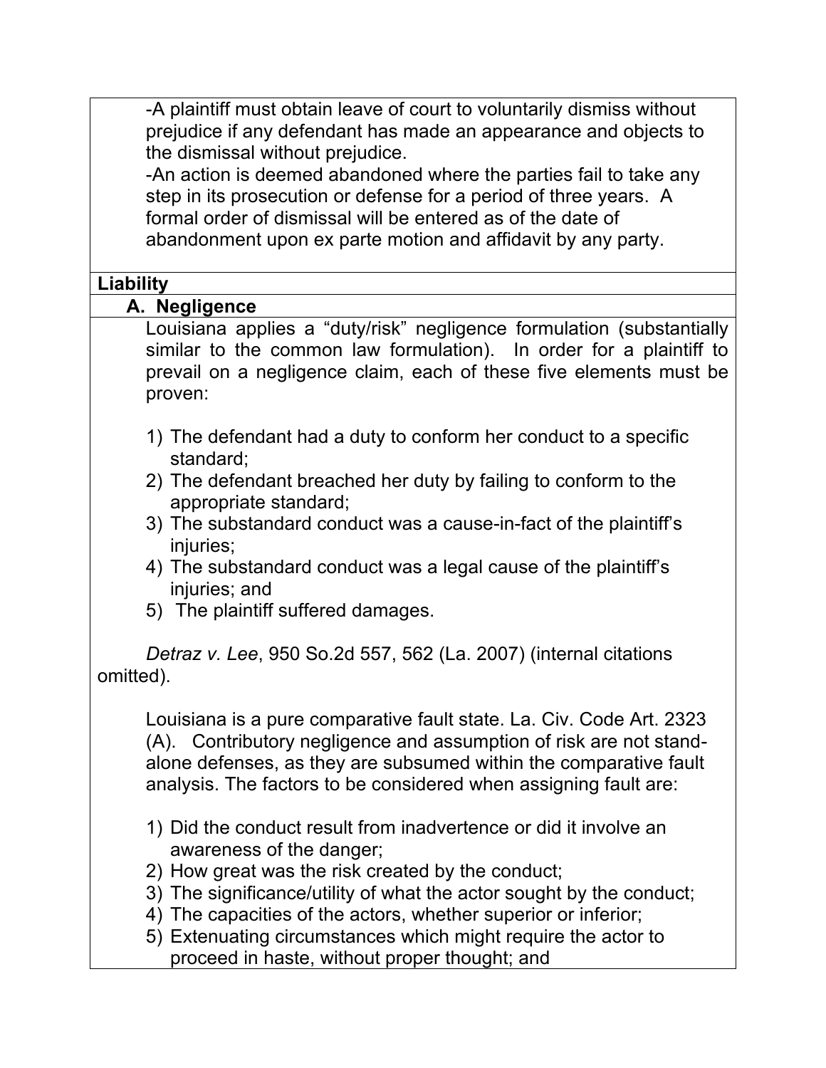-A plaintiff must obtain leave of court to voluntarily dismiss without prejudice if any defendant has made an appearance and objects to the dismissal without prejudice.

-An action is deemed abandoned where the parties fail to take any step in its prosecution or defense for a period of three years. A formal order of dismissal will be entered as of the date of abandonment upon ex parte motion and affidavit by any party.

## Liability

### A. Negligence

Louisiana applies a "duty/risk" negligence formulation (substantially similar to the common law formulation). In order for a plaintiff to prevail on a negligence claim, each of these five elements must be proven:

1) The defendant had a duty to conform her conduct to a specific standard;
2) The defendant breached her duty by failing to conform to the appropriate standard;
3) The substandard conduct was a cause-in-fact of the plaintiff's injuries;
4) The substandard conduct was a legal cause of the plaintiff's injuries; and
5) The plaintiff suffered damages.

*Detraz v. Lee*, 950 So.2d 557, 562 (La. 2007) (internal citations omitted).

Louisiana is a pure comparative fault state. La. Civ. Code Art. 2323 (A). Contributory negligence and assumption of risk are not stand-alone defenses, as they are subsumed within the comparative fault analysis. The factors to be considered when assigning fault are:

1) Did the conduct result from inadvertence or did it involve an awareness of the danger;
2) How great was the risk created by the conduct;
3) The significance/utility of what the actor sought by the conduct;
4) The capacities of the actors, whether superior or inferior;
5) Extenuating circumstances which might require the actor to proceed in haste, without proper thought; and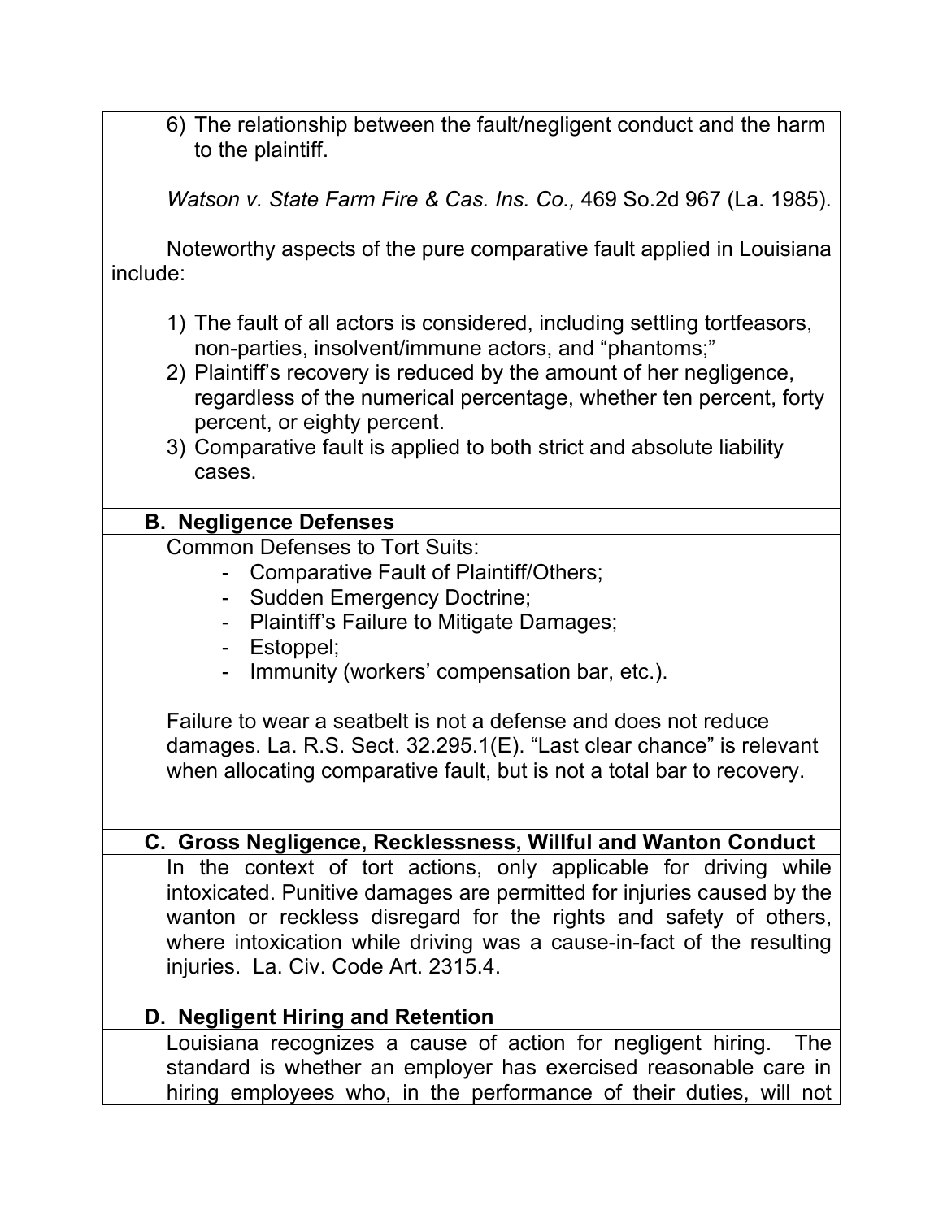6) The relationship between the fault/negligent conduct and the harm to the plaintiff.

*Watson v. State Farm Fire & Cas. Ins. Co.,* 469 So.2d 967 (La. 1985).

Noteworthy aspects of the pure comparative fault applied in Louisiana include:

1) The fault of all actors is considered, including settling tortfeasors, non-parties, insolvent/immune actors, and "phantoms;"
2) Plaintiff's recovery is reduced by the amount of her negligence, regardless of the numerical percentage, whether ten percent, forty percent, or eighty percent.
3) Comparative fault is applied to both strict and absolute liability cases.

### B. Negligence Defenses

Common Defenses to Tort Suits:

- Comparative Fault of Plaintiff/Others;
- Sudden Emergency Doctrine;
- Plaintiff's Failure to Mitigate Damages;
- Estoppel;
- Immunity (workers' compensation bar, etc.).

Failure to wear a seatbelt is not a defense and does not reduce damages. La. R.S. Sect. 32.295.1(E). "Last clear chance" is relevant when allocating comparative fault, but is not a total bar to recovery.

### C. Gross Negligence, Recklessness, Willful and Wanton Conduct

In the context of tort actions, only applicable for driving while intoxicated. Punitive damages are permitted for injuries caused by the wanton or reckless disregard for the rights and safety of others, where intoxication while driving was a cause-in-fact of the resulting injuries. La. Civ. Code Art. 2315.4.

### D. Negligent Hiring and Retention

Louisiana recognizes a cause of action for negligent hiring. The standard is whether an employer has exercised reasonable care in hiring employees who, in the performance of their duties, will not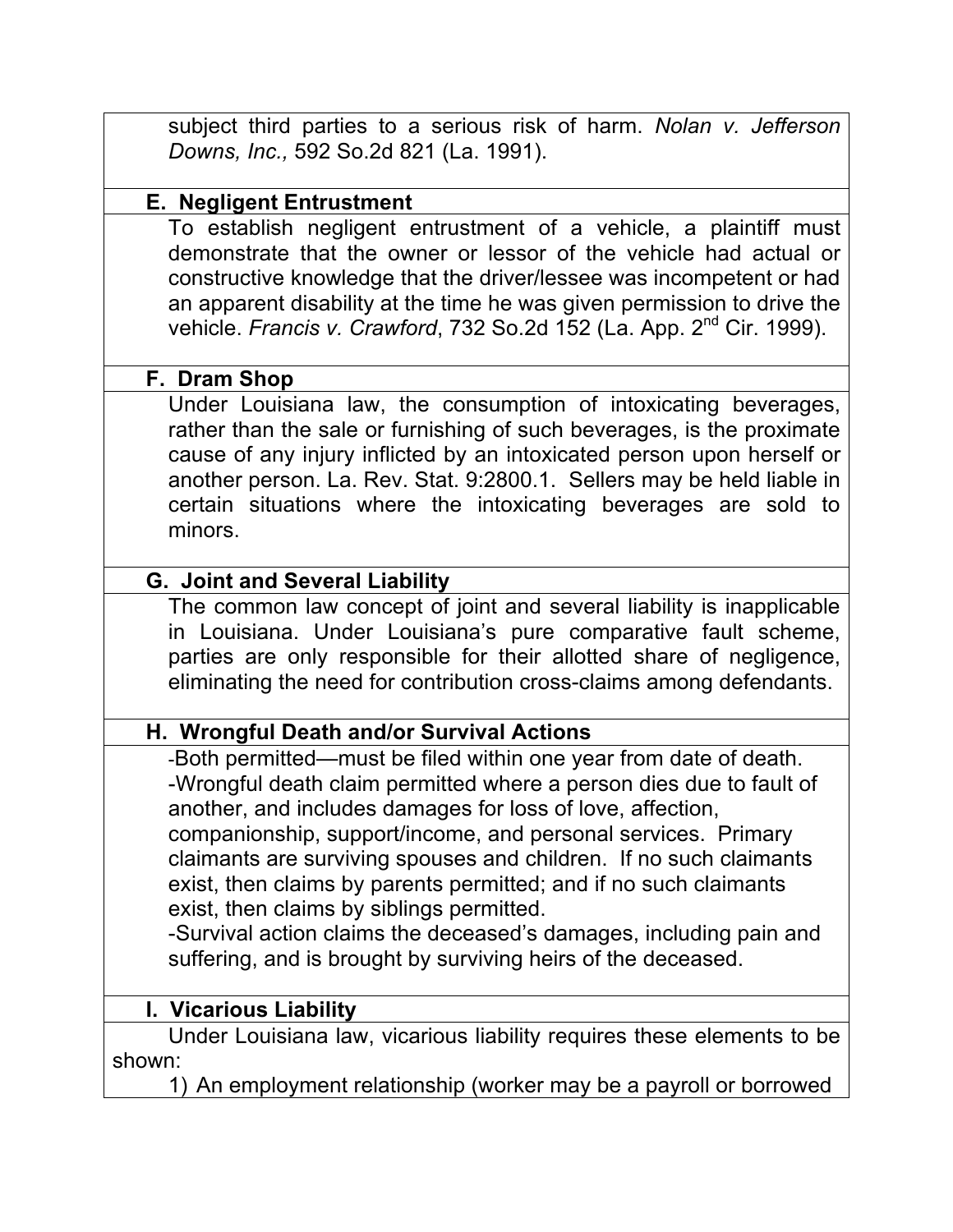subject third parties to a serious risk of harm. *Nolan v. Jefferson Downs, Inc.,* 592 So.2d 821 (La. 1991).

### E. Negligent Entrustment

To establish negligent entrustment of a vehicle, a plaintiff must demonstrate that the owner or lessor of the vehicle had actual or constructive knowledge that the driver/lessee was incompetent or had an apparent disability at the time he was given permission to drive the vehicle. *Francis v. Crawford*, 732 So.2d 152 (La. App. 2nd Cir. 1999).

### F. Dram Shop

Under Louisiana law, the consumption of intoxicating beverages, rather than the sale or furnishing of such beverages, is the proximate cause of any injury inflicted by an intoxicated person upon herself or another person. La. Rev. Stat. 9:2800.1. Sellers may be held liable in certain situations where the intoxicating beverages are sold to minors.

### G. Joint and Several Liability

The common law concept of joint and several liability is inapplicable in Louisiana. Under Louisiana's pure comparative fault scheme, parties are only responsible for their allotted share of negligence, eliminating the need for contribution cross-claims among defendants.

### H. Wrongful Death and/or Survival Actions

-Both permitted—must be filed within one year from date of death.
-Wrongful death claim permitted where a person dies due to fault of another, and includes damages for loss of love, affection, companionship, support/income, and personal services. Primary claimants are surviving spouses and children. If no such claimants exist, then claims by parents permitted; and if no such claimants exist, then claims by siblings permitted.
-Survival action claims the deceased's damages, including pain and suffering, and is brought by surviving heirs of the deceased.

### I. Vicarious Liability

Under Louisiana law, vicarious liability requires these elements to be shown:

1) An employment relationship (worker may be a payroll or borrowed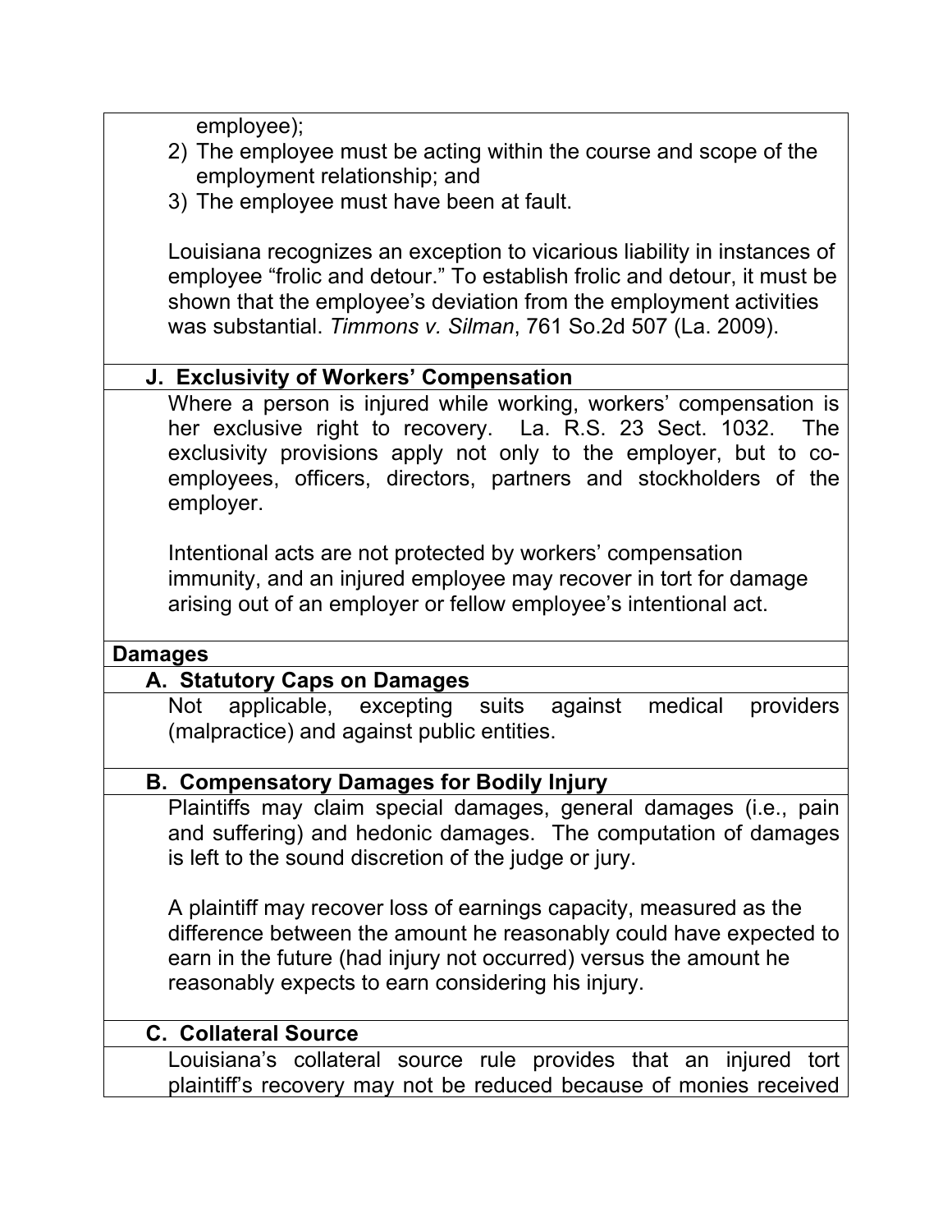employee);

2) The employee must be acting within the course and scope of the employment relationship; and
3) The employee must have been at fault.

Louisiana recognizes an exception to vicarious liability in instances of employee "frolic and detour." To establish frolic and detour, it must be shown that the employee's deviation from the employment activities was substantial. *Timmons v. Silman*, 761 So.2d 507 (La. 2009).

### J. Exclusivity of Workers' Compensation

Where a person is injured while working, workers' compensation is her exclusive right to recovery. La. R.S. 23 Sect. 1032. The exclusivity provisions apply not only to the employer, but to co-employees, officers, directors, partners and stockholders of the employer.

Intentional acts are not protected by workers' compensation immunity, and an injured employee may recover in tort for damage arising out of an employer or fellow employee's intentional act.

## Damages

### A. Statutory Caps on Damages

Not applicable, excepting suits against medical providers (malpractice) and against public entities.

### B. Compensatory Damages for Bodily Injury

Plaintiffs may claim special damages, general damages (i.e., pain and suffering) and hedonic damages. The computation of damages is left to the sound discretion of the judge or jury.

A plaintiff may recover loss of earnings capacity, measured as the difference between the amount he reasonably could have expected to earn in the future (had injury not occurred) versus the amount he reasonably expects to earn considering his injury.

### C. Collateral Source

Louisiana's collateral source rule provides that an injured tort plaintiff's recovery may not be reduced because of monies received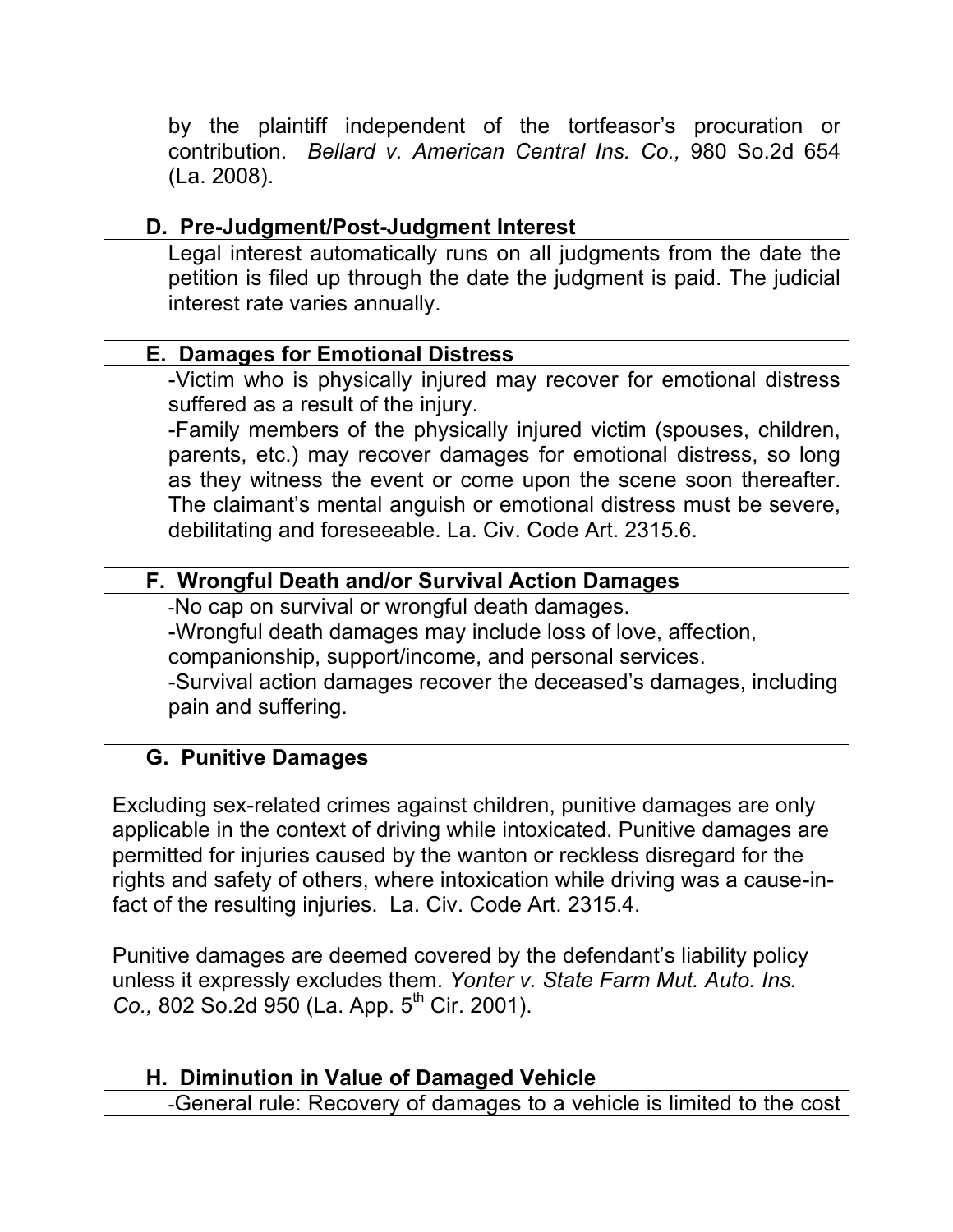by the plaintiff independent of the tortfeasor's procuration or contribution. *Bellard v. American Central Ins. Co.,* 980 So.2d 654 (La. 2008).

### D. Pre-Judgment/Post-Judgment Interest

Legal interest automatically runs on all judgments from the date the petition is filed up through the date the judgment is paid. The judicial interest rate varies annually.

### E. Damages for Emotional Distress

-Victim who is physically injured may recover for emotional distress suffered as a result of the injury.

-Family members of the physically injured victim (spouses, children, parents, etc.) may recover damages for emotional distress, so long as they witness the event or come upon the scene soon thereafter. The claimant's mental anguish or emotional distress must be severe, debilitating and foreseeable. La. Civ. Code Art. 2315.6.

### F. Wrongful Death and/or Survival Action Damages

-No cap on survival or wrongful death damages.

-Wrongful death damages may include loss of love, affection, companionship, support/income, and personal services.

-Survival action damages recover the deceased's damages, including pain and suffering.

### G. Punitive Damages

Excluding sex-related crimes against children, punitive damages are only applicable in the context of driving while intoxicated. Punitive damages are permitted for injuries caused by the wanton or reckless disregard for the rights and safety of others, where intoxication while driving was a cause-in-fact of the resulting injuries. La. Civ. Code Art. 2315.4.

Punitive damages are deemed covered by the defendant's liability policy unless it expressly excludes them. *Yonter v. State Farm Mut. Auto. Ins. Co.,* 802 So.2d 950 (La. App. 5th Cir. 2001).

### H. Diminution in Value of Damaged Vehicle

-General rule: Recovery of damages to a vehicle is limited to the cost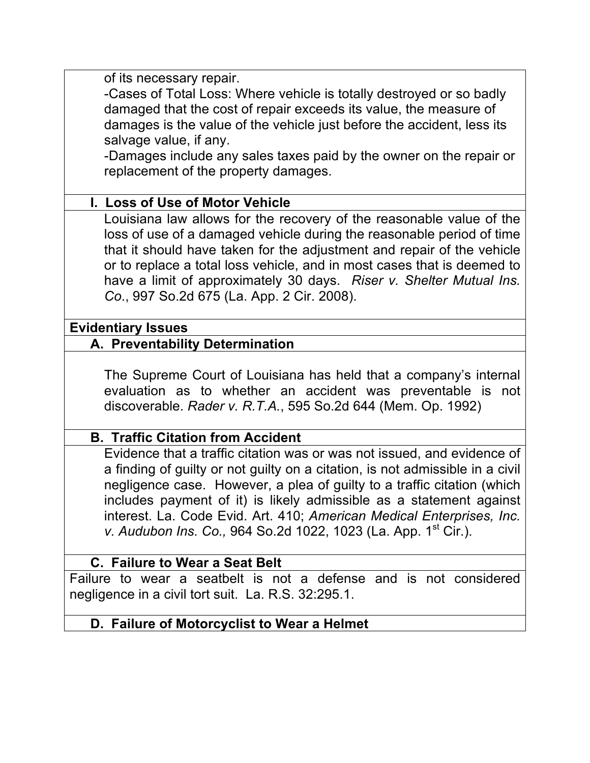of its necessary repair.

-Cases of Total Loss: Where vehicle is totally destroyed or so badly damaged that the cost of repair exceeds its value, the measure of damages is the value of the vehicle just before the accident, less its salvage value, if any.

-Damages include any sales taxes paid by the owner on the repair or replacement of the property damages.

### I. Loss of Use of Motor Vehicle

Louisiana law allows for the recovery of the reasonable value of the loss of use of a damaged vehicle during the reasonable period of time that it should have taken for the adjustment and repair of the vehicle or to replace a total loss vehicle, and in most cases that is deemed to have a limit of approximately 30 days. *Riser v. Shelter Mutual Ins. Co.*, 997 So.2d 675 (La. App. 2 Cir. 2008).

## Evidentiary Issues

### A. Preventability Determination

The Supreme Court of Louisiana has held that a company's internal evaluation as to whether an accident was preventable is not discoverable. *Rader v. R.T.A.*, 595 So.2d 644 (Mem. Op. 1992)

### B. Traffic Citation from Accident

Evidence that a traffic citation was or was not issued, and evidence of a finding of guilty or not guilty on a citation, is not admissible in a civil negligence case. However, a plea of guilty to a traffic citation (which includes payment of it) is likely admissible as a statement against interest. La. Code Evid. Art. 410; *American Medical Enterprises, Inc. v. Audubon Ins. Co.,* 964 So.2d 1022, 1023 (La. App. 1st Cir.).

### C. Failure to Wear a Seat Belt

Failure to wear a seatbelt is not a defense and is not considered negligence in a civil tort suit. La. R.S. 32:295.1.

### D. Failure of Motorcyclist to Wear a Helmet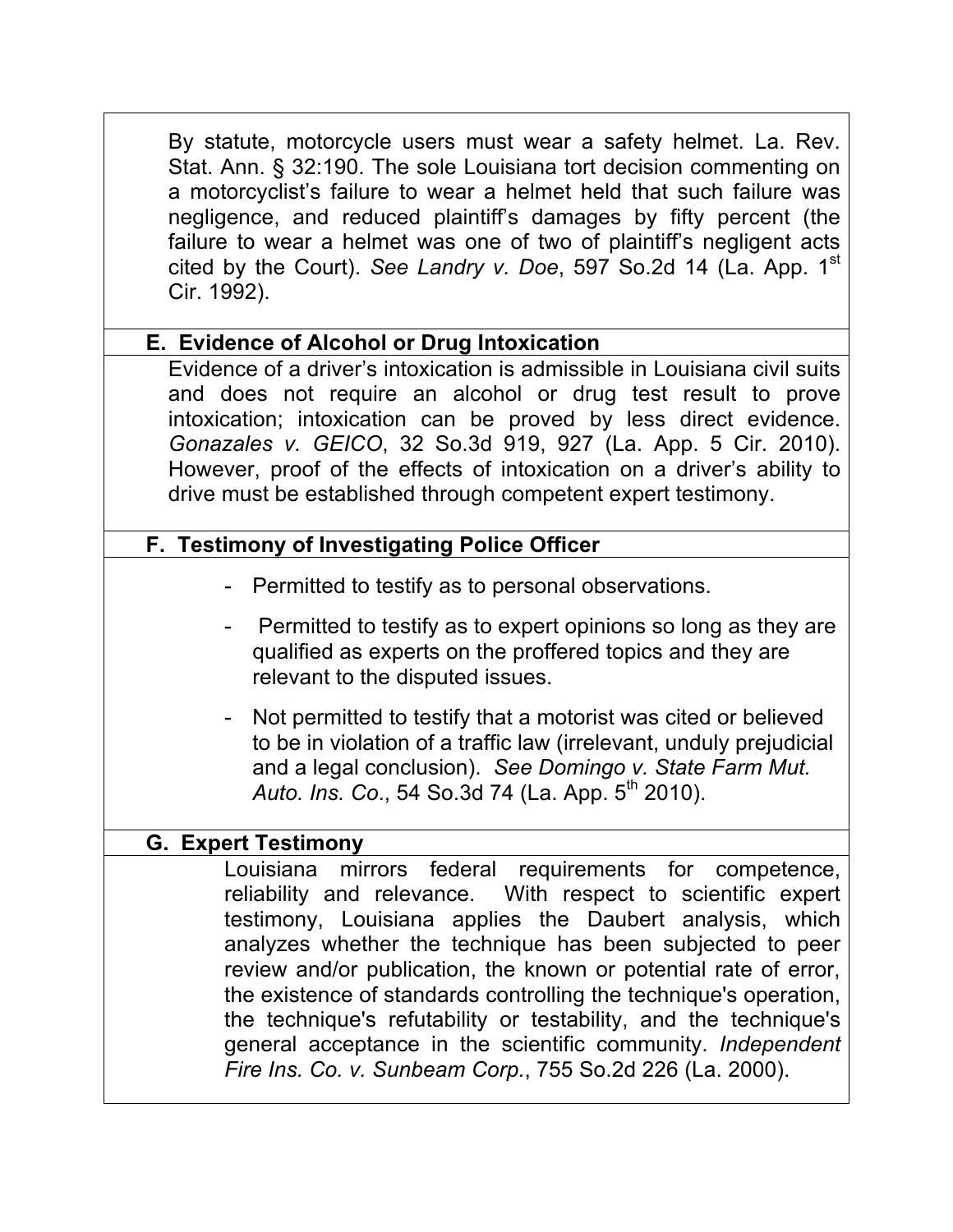By statute, motorcycle users must wear a safety helmet. La. Rev. Stat. Ann. § 32:190. The sole Louisiana tort decision commenting on a motorcyclist's failure to wear a helmet held that such failure was negligence, and reduced plaintiff's damages by fifty percent (the failure to wear a helmet was one of two of plaintiff's negligent acts cited by the Court). *See Landry v. Doe*, 597 So.2d 14 (La. App. 1st Cir. 1992).

### E. Evidence of Alcohol or Drug Intoxication

Evidence of a driver's intoxication is admissible in Louisiana civil suits and does not require an alcohol or drug test result to prove intoxication; intoxication can be proved by less direct evidence. *Gonazales v. GEICO*, 32 So.3d 919, 927 (La. App. 5 Cir. 2010). However, proof of the effects of intoxication on a driver's ability to drive must be established through competent expert testimony.

### F. Testimony of Investigating Police Officer

- Permitted to testify as to personal observations.
- Permitted to testify as to expert opinions so long as they are qualified as experts on the proffered topics and they are relevant to the disputed issues.
- Not permitted to testify that a motorist was cited or believed to be in violation of a traffic law (irrelevant, unduly prejudicial and a legal conclusion). *See Domingo v. State Farm Mut. Auto. Ins. Co*., 54 So.3d 74 (La. App. 5th 2010).

### G. Expert Testimony

Louisiana mirrors federal requirements for competence, reliability and relevance. With respect to scientific expert testimony, Louisiana applies the Daubert analysis, which analyzes whether the technique has been subjected to peer review and/or publication, the known or potential rate of error, the existence of standards controlling the technique's operation, the technique's refutability or testability, and the technique's general acceptance in the scientific community. *Independent Fire Ins. Co. v. Sunbeam Corp.*, 755 So.2d 226 (La. 2000).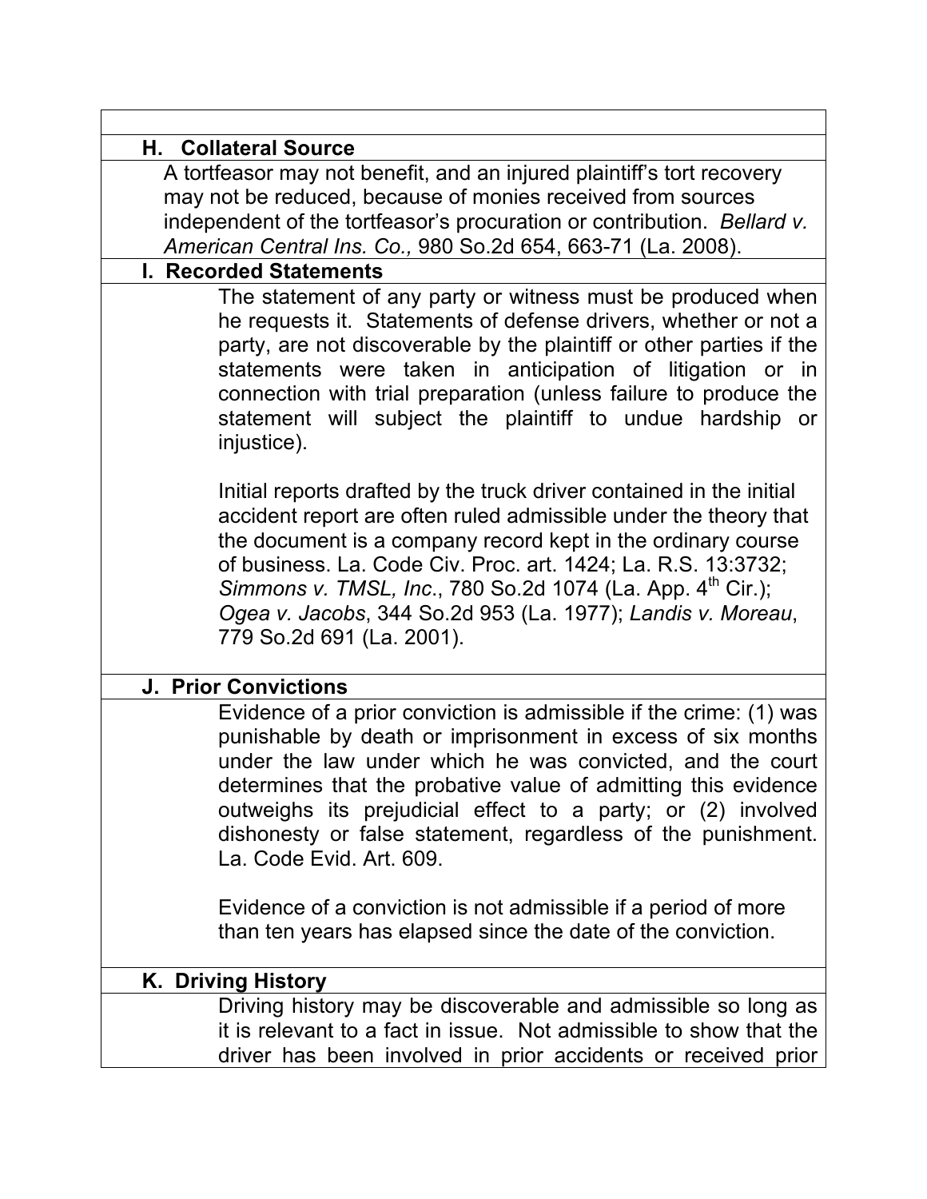### H. Collateral Source

A tortfeasor may not benefit, and an injured plaintiff's tort recovery may not be reduced, because of monies received from sources independent of the tortfeasor's procuration or contribution. *Bellard v. American Central Ins. Co.,* 980 So.2d 654, 663-71 (La. 2008).

### I. Recorded Statements

The statement of any party or witness must be produced when he requests it. Statements of defense drivers, whether or not a party, are not discoverable by the plaintiff or other parties if the statements were taken in anticipation of litigation or in connection with trial preparation (unless failure to produce the statement will subject the plaintiff to undue hardship or injustice).

Initial reports drafted by the truck driver contained in the initial accident report are often ruled admissible under the theory that the document is a company record kept in the ordinary course of business. La. Code Civ. Proc. art. 1424; La. R.S. 13:3732; *Simmons v. TMSL, Inc*., 780 So.2d 1074 (La. App. 4th Cir.); *Ogea v. Jacobs*, 344 So.2d 953 (La. 1977); *Landis v. Moreau*, 779 So.2d 691 (La. 2001).

### J. Prior Convictions

Evidence of a prior conviction is admissible if the crime: (1) was punishable by death or imprisonment in excess of six months under the law under which he was convicted, and the court determines that the probative value of admitting this evidence outweighs its prejudicial effect to a party; or (2) involved dishonesty or false statement, regardless of the punishment. La. Code Evid. Art. 609.

Evidence of a conviction is not admissible if a period of more than ten years has elapsed since the date of the conviction.

### K. Driving History

Driving history may be discoverable and admissible so long as it is relevant to a fact in issue. Not admissible to show that the driver has been involved in prior accidents or received prior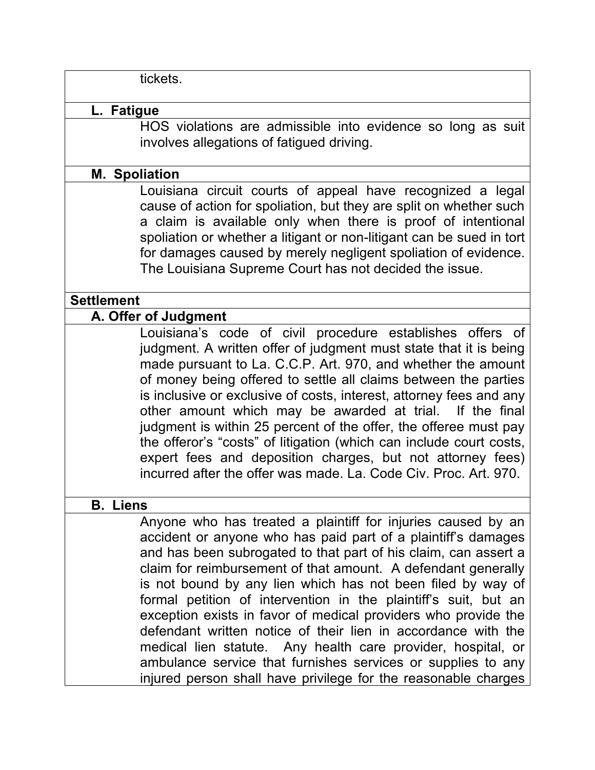tickets.

**L. Fatigue**

HOS violations are admissible into evidence so long as suit involves allegations of fatigued driving.

**M. Spoliation**

Louisiana circuit courts of appeal have recognized a legal cause of action for spoliation, but they are split on whether such a claim is available only when there is proof of intentional spoliation or whether a litigant or non-litigant can be sued in tort for damages caused by merely negligent spoliation of evidence. The Louisiana Supreme Court has not decided the issue.

**Settlement**

**A. Offer of Judgment**

Louisiana's code of civil procedure establishes offers of judgment. A written offer of judgment must state that it is being made pursuant to La. C.C.P. Art. 970, and whether the amount of money being offered to settle all claims between the parties is inclusive or exclusive of costs, interest, attorney fees and any other amount which may be awarded at trial. If the final judgment is within 25 percent of the offer, the offeree must pay the offeror's "costs" of litigation (which can include court costs, expert fees and deposition charges, but not attorney fees) incurred after the offer was made. La. Code Civ. Proc. Art. 970.

**B. Liens**

Anyone who has treated a plaintiff for injuries caused by an accident or anyone who has paid part of a plaintiff's damages and has been subrogated to that part of his claim, can assert a claim for reimbursement of that amount. A defendant generally is not bound by any lien which has not been filed by way of formal petition of intervention in the plaintiff's suit, but an exception exists in favor of medical providers who provide the defendant written notice of their lien in accordance with the medical lien statute. Any health care provider, hospital, or ambulance service that furnishes services or supplies to any injured person shall have privilege for the reasonable charges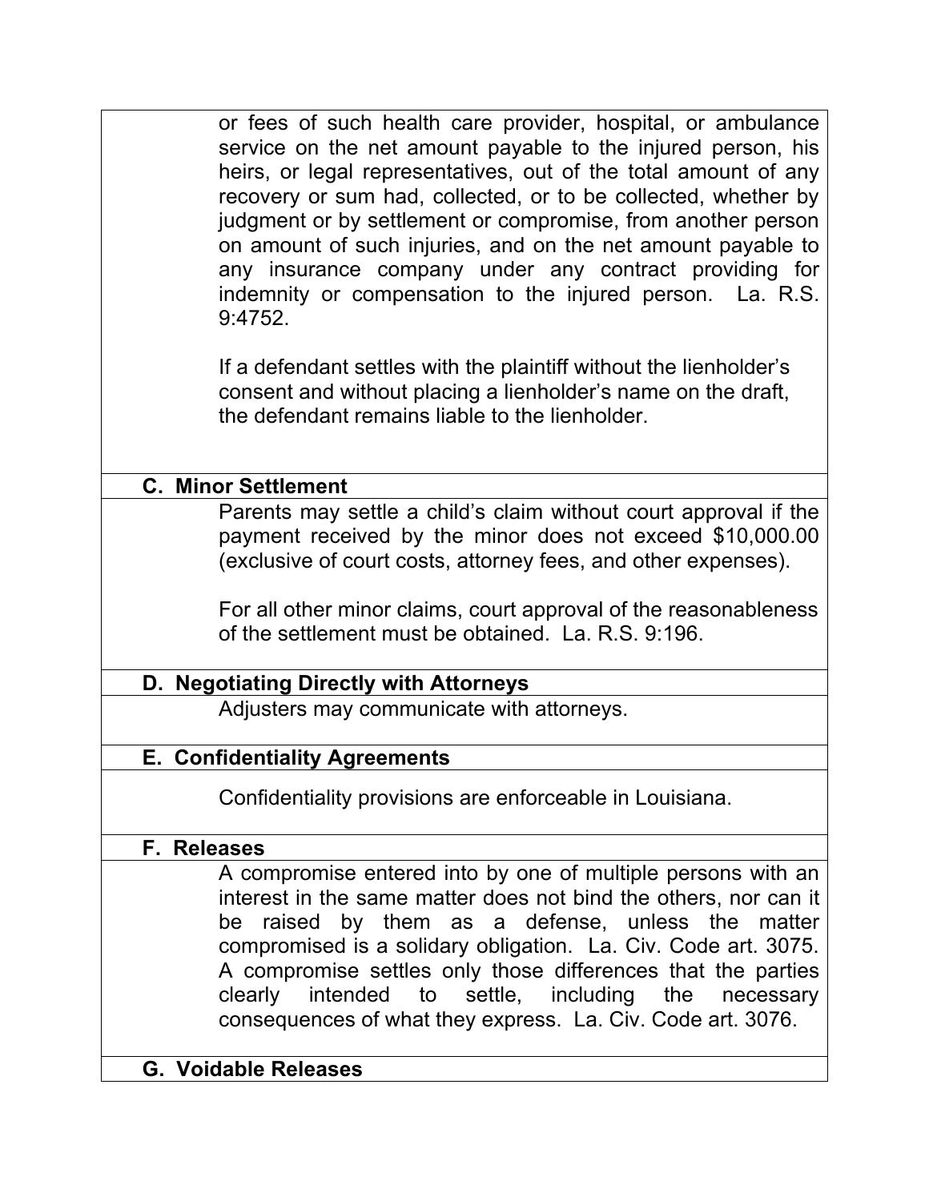or fees of such health care provider, hospital, or ambulance service on the net amount payable to the injured person, his heirs, or legal representatives, out of the total amount of any recovery or sum had, collected, or to be collected, whether by judgment or by settlement or compromise, from another person on amount of such injuries, and on the net amount payable to any insurance company under any contract providing for indemnity or compensation to the injured person. La. R.S. 9:4752.

If a defendant settles with the plaintiff without the lienholder's consent and without placing a lienholder's name on the draft, the defendant remains liable to the lienholder.

### C. Minor Settlement

Parents may settle a child's claim without court approval if the payment received by the minor does not exceed $10,000.00 (exclusive of court costs, attorney fees, and other expenses).

For all other minor claims, court approval of the reasonableness of the settlement must be obtained. La. R.S. 9:196.

### D. Negotiating Directly with Attorneys

Adjusters may communicate with attorneys.

### E. Confidentiality Agreements

Confidentiality provisions are enforceable in Louisiana.

### F. Releases

A compromise entered into by one of multiple persons with an interest in the same matter does not bind the others, nor can it be raised by them as a defense, unless the matter compromised is a solidary obligation. La. Civ. Code art. 3075. A compromise settles only those differences that the parties clearly intended to settle, including the necessary consequences of what they express. La. Civ. Code art. 3076.

### G. Voidable Releases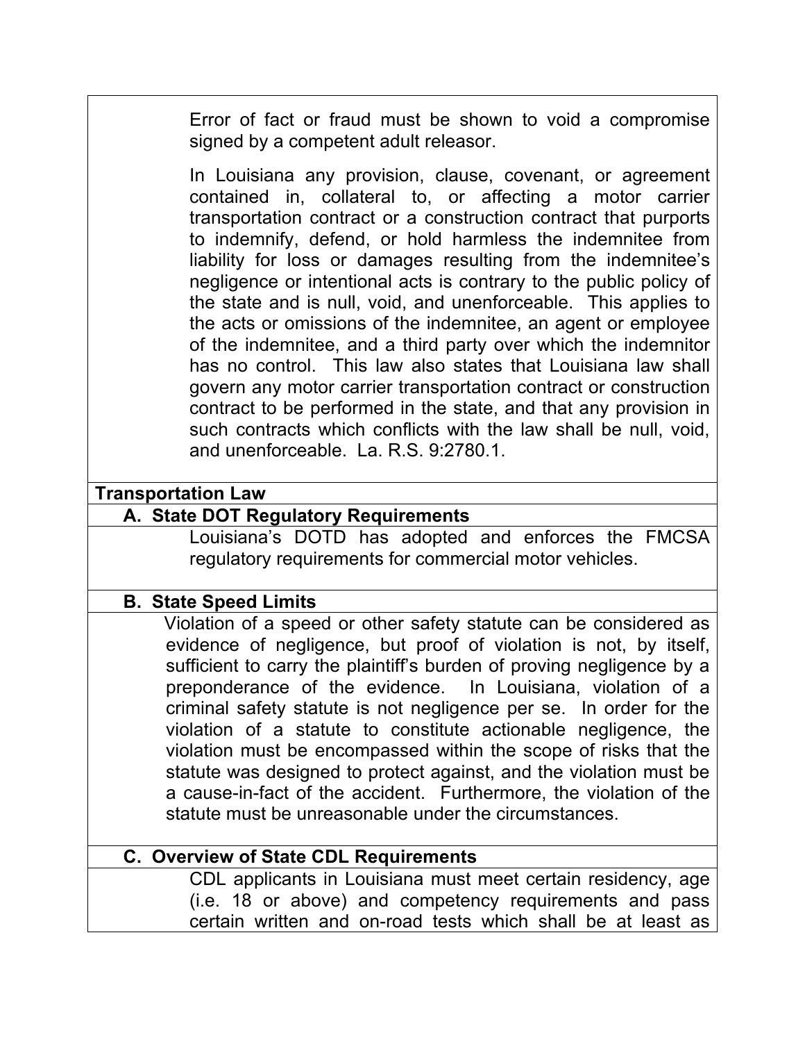Error of fact or fraud must be shown to void a compromise signed by a competent adult releasor.

In Louisiana any provision, clause, covenant, or agreement contained in, collateral to, or affecting a motor carrier transportation contract or a construction contract that purports to indemnify, defend, or hold harmless the indemnitee from liability for loss or damages resulting from the indemnitee's negligence or intentional acts is contrary to the public policy of the state and is null, void, and unenforceable. This applies to the acts or omissions of the indemnitee, an agent or employee of the indemnitee, and a third party over which the indemnitor has no control. This law also states that Louisiana law shall govern any motor carrier transportation contract or construction contract to be performed in the state, and that any provision in such contracts which conflicts with the law shall be null, void, and unenforceable. La. R.S. 9:2780.1.

## Transportation Law

### A. State DOT Regulatory Requirements

Louisiana's DOTD has adopted and enforces the FMCSA regulatory requirements for commercial motor vehicles.

### B. State Speed Limits

Violation of a speed or other safety statute can be considered as evidence of negligence, but proof of violation is not, by itself, sufficient to carry the plaintiff's burden of proving negligence by a preponderance of the evidence. In Louisiana, violation of a criminal safety statute is not negligence per se. In order for the violation of a statute to constitute actionable negligence, the violation must be encompassed within the scope of risks that the statute was designed to protect against, and the violation must be a cause-in-fact of the accident. Furthermore, the violation of the statute must be unreasonable under the circumstances.

### C. Overview of State CDL Requirements

CDL applicants in Louisiana must meet certain residency, age (i.e. 18 or above) and competency requirements and pass certain written and on-road tests which shall be at least as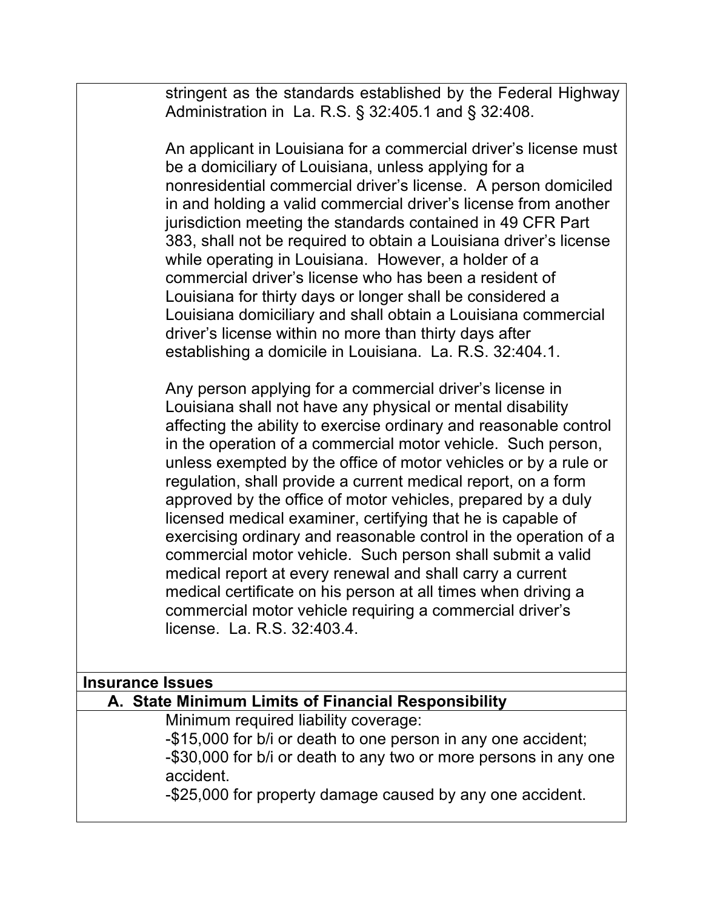stringent as the standards established by the Federal Highway Administration in La. R.S. § 32:405.1 and § 32:408.

An applicant in Louisiana for a commercial driver's license must be a domiciliary of Louisiana, unless applying for a nonresidential commercial driver's license. A person domiciled in and holding a valid commercial driver's license from another jurisdiction meeting the standards contained in 49 CFR Part 383, shall not be required to obtain a Louisiana driver's license while operating in Louisiana. However, a holder of a commercial driver's license who has been a resident of Louisiana for thirty days or longer shall be considered a Louisiana domiciliary and shall obtain a Louisiana commercial driver's license within no more than thirty days after establishing a domicile in Louisiana. La. R.S. 32:404.1.

Any person applying for a commercial driver's license in Louisiana shall not have any physical or mental disability affecting the ability to exercise ordinary and reasonable control in the operation of a commercial motor vehicle. Such person, unless exempted by the office of motor vehicles or by a rule or regulation, shall provide a current medical report, on a form approved by the office of motor vehicles, prepared by a duly licensed medical examiner, certifying that he is capable of exercising ordinary and reasonable control in the operation of a commercial motor vehicle. Such person shall submit a valid medical report at every renewal and shall carry a current medical certificate on his person at all times when driving a commercial motor vehicle requiring a commercial driver's license. La. R.S. 32:403.4.

## Insurance Issues

### A. State Minimum Limits of Financial Responsibility

Minimum required liability coverage:
-\$15,000 for b/i or death to one person in any one accident;
-\$30,000 for b/i or death to any two or more persons in any one accident.
-\$25,000 for property damage caused by any one accident.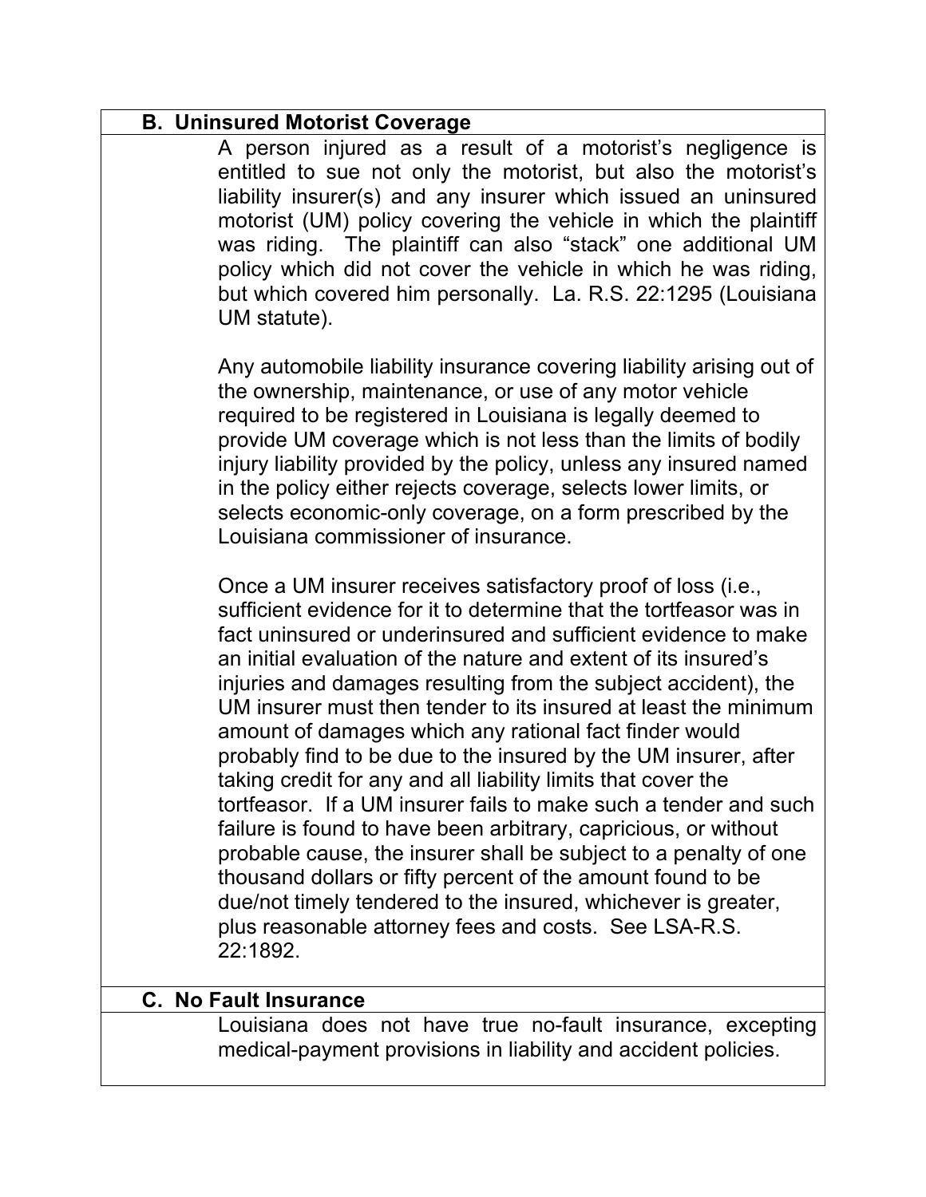### B. Uninsured Motorist Coverage

A person injured as a result of a motorist's negligence is entitled to sue not only the motorist, but also the motorist's liability insurer(s) and any insurer which issued an uninsured motorist (UM) policy covering the vehicle in which the plaintiff was riding. The plaintiff can also "stack" one additional UM policy which did not cover the vehicle in which he was riding, but which covered him personally. La. R.S. 22:1295 (Louisiana UM statute).

Any automobile liability insurance covering liability arising out of the ownership, maintenance, or use of any motor vehicle required to be registered in Louisiana is legally deemed to provide UM coverage which is not less than the limits of bodily injury liability provided by the policy, unless any insured named in the policy either rejects coverage, selects lower limits, or selects economic-only coverage, on a form prescribed by the Louisiana commissioner of insurance.

Once a UM insurer receives satisfactory proof of loss (i.e., sufficient evidence for it to determine that the tortfeasor was in fact uninsured or underinsured and sufficient evidence to make an initial evaluation of the nature and extent of its insured's injuries and damages resulting from the subject accident), the UM insurer must then tender to its insured at least the minimum amount of damages which any rational fact finder would probably find to be due to the insured by the UM insurer, after taking credit for any and all liability limits that cover the tortfeasor. If a UM insurer fails to make such a tender and such failure is found to have been arbitrary, capricious, or without probable cause, the insurer shall be subject to a penalty of one thousand dollars or fifty percent of the amount found to be due/not timely tendered to the insured, whichever is greater, plus reasonable attorney fees and costs. See LSA-R.S. 22:1892.

### C. No Fault Insurance

Louisiana does not have true no-fault insurance, excepting medical-payment provisions in liability and accident policies.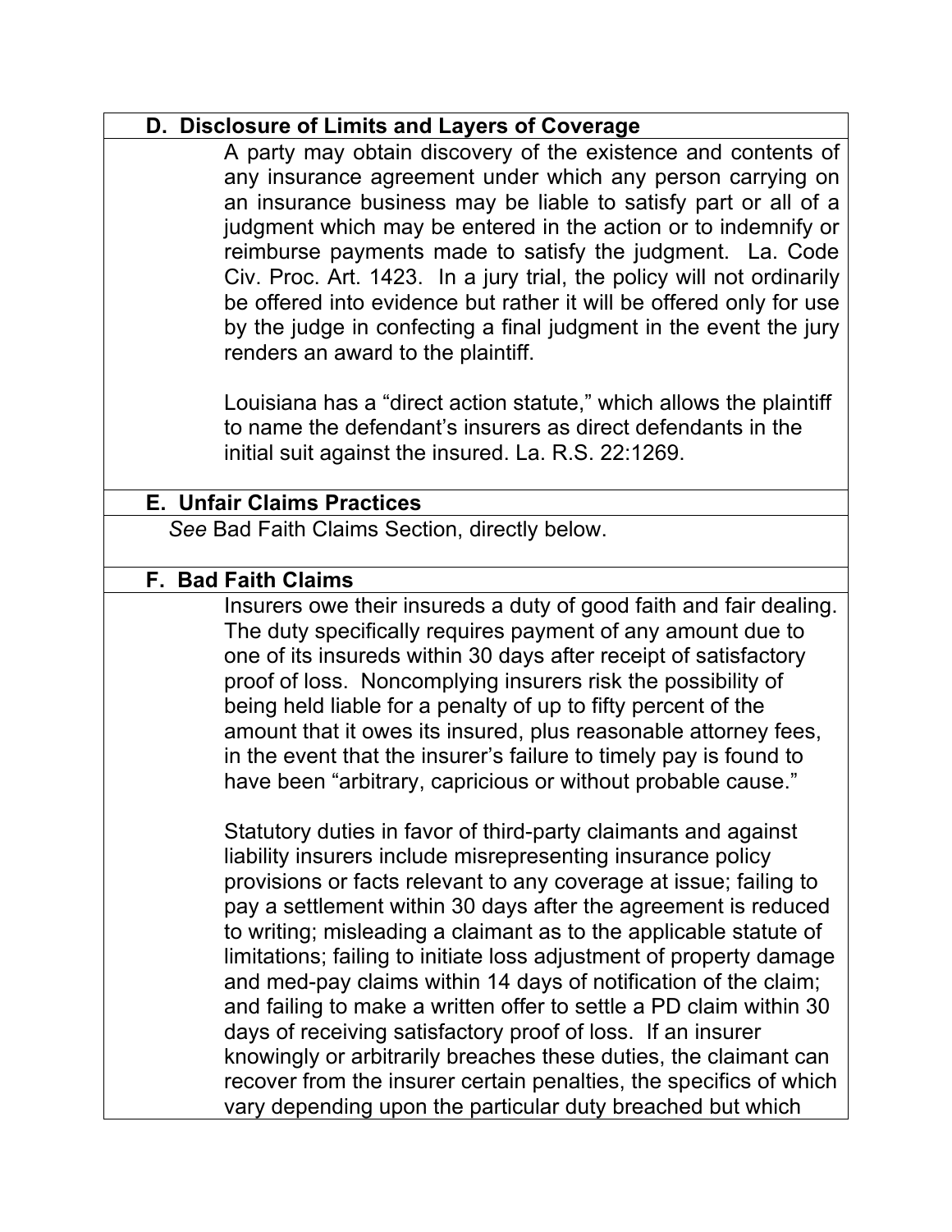### D. Disclosure of Limits and Layers of Coverage

A party may obtain discovery of the existence and contents of any insurance agreement under which any person carrying on an insurance business may be liable to satisfy part or all of a judgment which may be entered in the action or to indemnify or reimburse payments made to satisfy the judgment. La. Code Civ. Proc. Art. 1423. In a jury trial, the policy will not ordinarily be offered into evidence but rather it will be offered only for use by the judge in confecting a final judgment in the event the jury renders an award to the plaintiff.

Louisiana has a "direct action statute," which allows the plaintiff to name the defendant's insurers as direct defendants in the initial suit against the insured. La. R.S. 22:1269.

### E. Unfair Claims Practices

*See* Bad Faith Claims Section, directly below.

### F. Bad Faith Claims

Insurers owe their insureds a duty of good faith and fair dealing. The duty specifically requires payment of any amount due to one of its insureds within 30 days after receipt of satisfactory proof of loss. Noncomplying insurers risk the possibility of being held liable for a penalty of up to fifty percent of the amount that it owes its insured, plus reasonable attorney fees, in the event that the insurer's failure to timely pay is found to have been "arbitrary, capricious or without probable cause."

Statutory duties in favor of third-party claimants and against liability insurers include misrepresenting insurance policy provisions or facts relevant to any coverage at issue; failing to pay a settlement within 30 days after the agreement is reduced to writing; misleading a claimant as to the applicable statute of limitations; failing to initiate loss adjustment of property damage and med-pay claims within 14 days of notification of the claim; and failing to make a written offer to settle a PD claim within 30 days of receiving satisfactory proof of loss. If an insurer knowingly or arbitrarily breaches these duties, the claimant can recover from the insurer certain penalties, the specifics of which vary depending upon the particular duty breached but which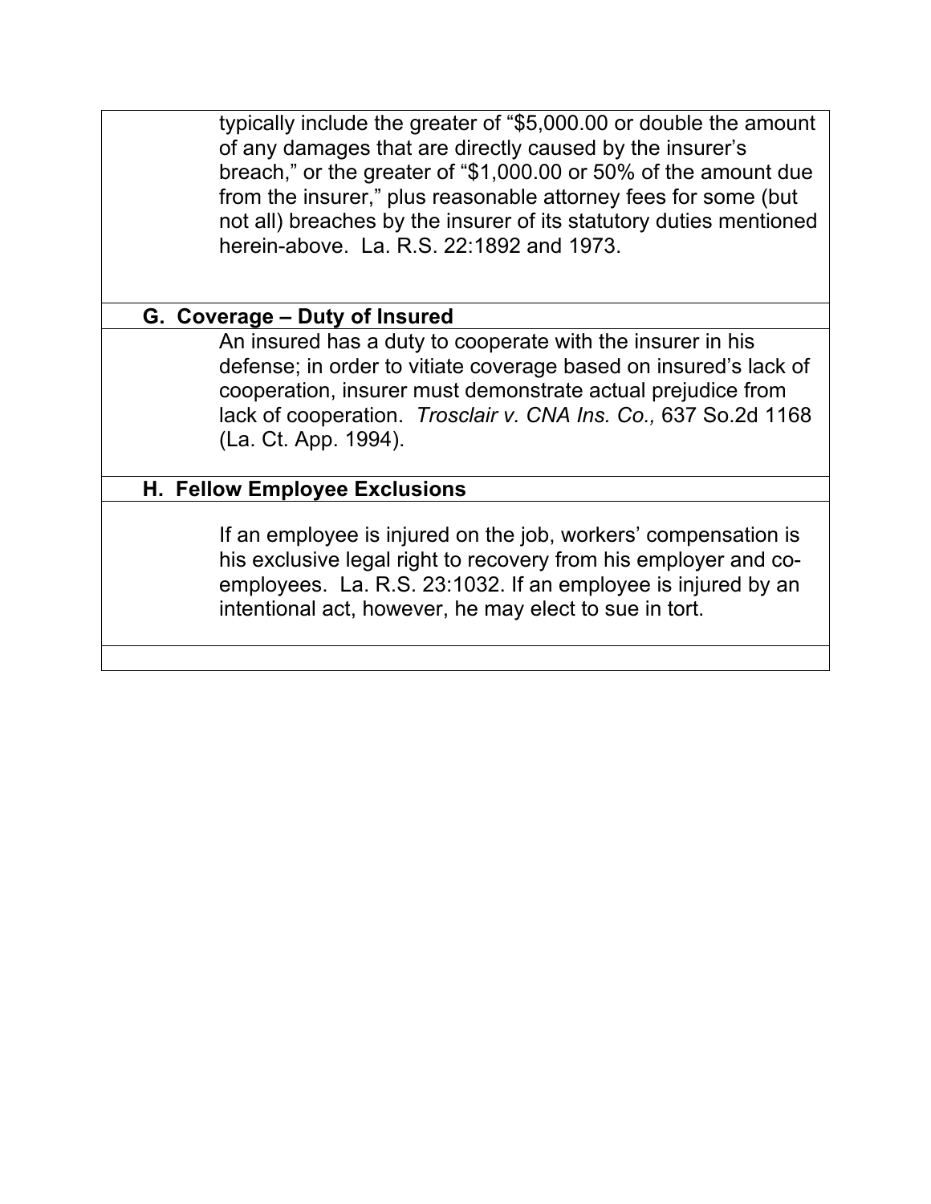typically include the greater of "$5,000.00 or double the amount of any damages that are directly caused by the insurer's breach," or the greater of "$1,000.00 or 50% of the amount due from the insurer," plus reasonable attorney fees for some (but not all) breaches by the insurer of its statutory duties mentioned herein-above. La. R.S. 22:1892 and 1973.

### G. Coverage – Duty of Insured

An insured has a duty to cooperate with the insurer in his defense; in order to vitiate coverage based on insured's lack of cooperation, insurer must demonstrate actual prejudice from lack of cooperation. *Trosclair v. CNA Ins. Co.,* 637 So.2d 1168 (La. Ct. App. 1994).

### H. Fellow Employee Exclusions

If an employee is injured on the job, workers' compensation is his exclusive legal right to recovery from his employer and co-employees. La. R.S. 23:1032. If an employee is injured by an intentional act, however, he may elect to sue in tort.